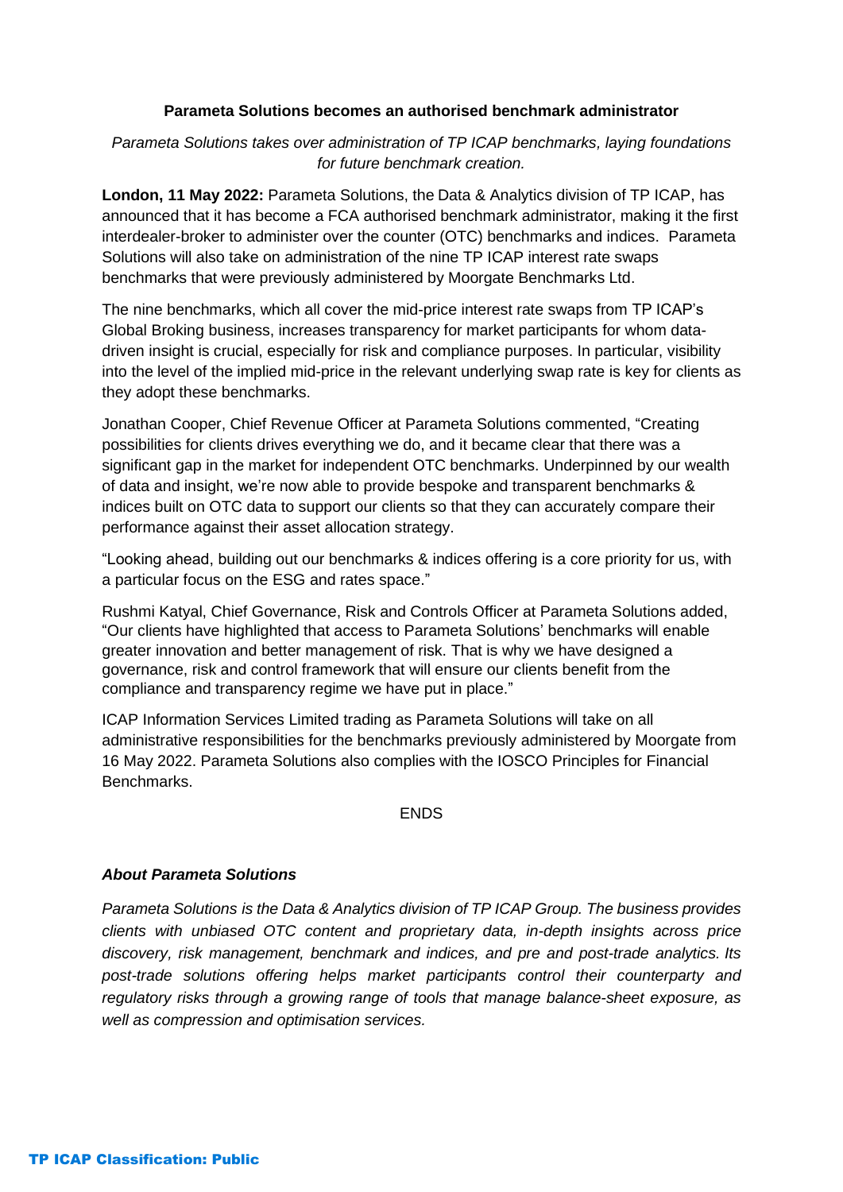**Parameta Solutions becomes an authorised benchmark administrator**

*Parameta Solutions takes over administration of TP ICAP benchmarks, laying foundations for future benchmark creation.*

**London, 11 May 2022:** Parameta Solutions, the Data & Analytics division of TP ICAP, has announced that it has become a FCA authorised benchmark administrator, making it the first interdealer-broker to administer over the counter (OTC) benchmarks and indices. Parameta Solutions will also take on administration of the nine TP ICAP interest rate swaps benchmarks that were previously administered by Moorgate Benchmarks Ltd.

The nine benchmarks, which all cover the mid-price interest rate swaps from TP ICAP's Global Broking business, increases transparency for market participants for whom data-driven insight is crucial, especially for risk and compliance purposes. In particular, visibility into the level of the implied mid-price in the relevant underlying swap rate is key for clients as they adopt these benchmarks.

Jonathan Cooper, Chief Revenue Officer at Parameta Solutions commented, "Creating possibilities for clients drives everything we do, and it became clear that there was a significant gap in the market for independent OTC benchmarks. Underpinned by our wealth of data and insight, we're now able to provide bespoke and transparent benchmarks & indices built on OTC data to support our clients so that they can accurately compare their performance against their asset allocation strategy.

"Looking ahead, building out our benchmarks & indices offering is a core priority for us, with a particular focus on the ESG and rates space."

Rushmi Katyal, Chief Governance, Risk and Controls Officer at Parameta Solutions added, "Our clients have highlighted that access to Parameta Solutions' benchmarks will enable greater innovation and better management of risk. That is why we have designed a governance, risk and control framework that will ensure our clients benefit from the compliance and transparency regime we have put in place."

ICAP Information Services Limited trading as Parameta Solutions will take on all administrative responsibilities for the benchmarks previously administered by Moorgate from 16 May 2022. Parameta Solutions also complies with the IOSCO Principles for Financial Benchmarks.

ENDS

***About Parameta Solutions***

*Parameta Solutions is the Data & Analytics division of TP ICAP Group. The business provides clients with unbiased OTC content and proprietary data, in-depth insights across price discovery, risk management, benchmark and indices, and pre and post-trade analytics. Its post-trade solutions offering helps market participants control their counterparty and regulatory risks through a growing range of tools that manage balance-sheet exposure, as well as compression and optimisation services.*

**TP ICAP Classification: Public**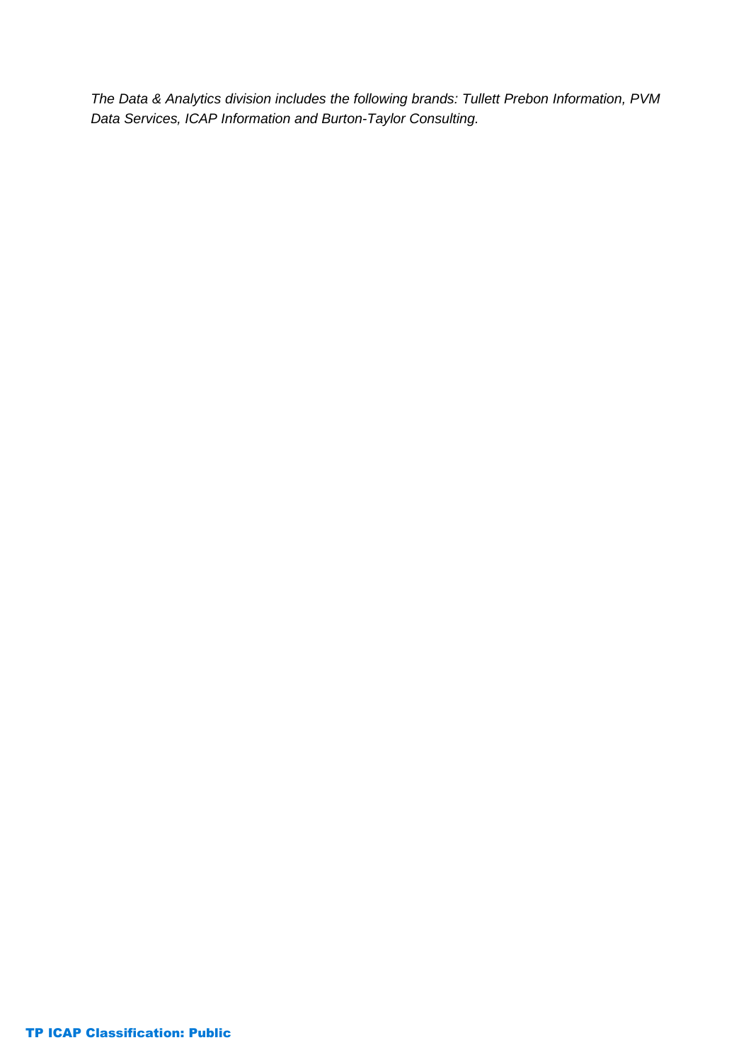*The Data & Analytics division includes the following brands: Tullett Prebon Information, PVM Data Services, ICAP Information and Burton-Taylor Consulting.*

**TP ICAP Classification: Public**